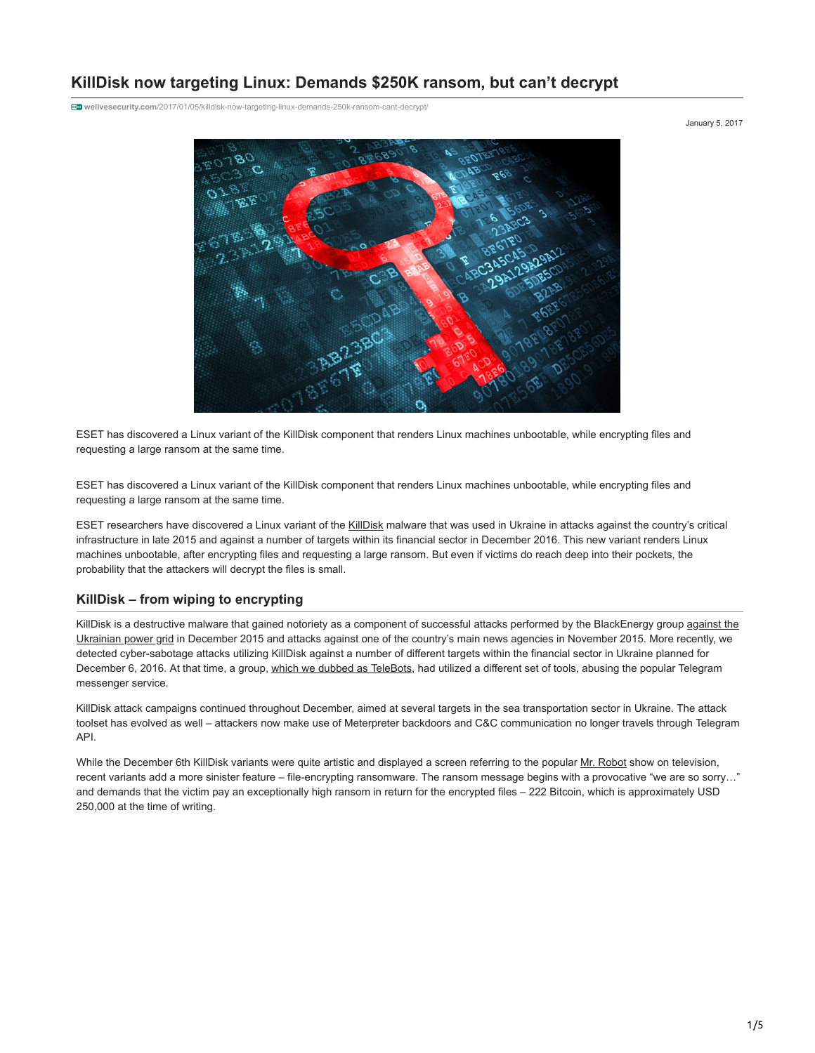# KillDisk now targeting Linux: Demands $250K ransom, but can't decrypt

welivesecurity.com/2017/01/05/killdisk-now-targeting-linux-demands-250k-ransom-cant-decrypt/

January 5, 2017

ESET has discovered a Linux variant of the KillDisk component that renders Linux machines unbootable, while encrypting files and requesting a large ransom at the same time.

ESET has discovered a Linux variant of the KillDisk component that renders Linux machines unbootable, while encrypting files and requesting a large ransom at the same time.

ESET researchers have discovered a Linux variant of the KillDisk malware that was used in Ukraine in attacks against the country's critical infrastructure in late 2015 and against a number of targets within its financial sector in December 2016. This new variant renders Linux machines unbootable, after encrypting files and requesting a large ransom. But even if victims do reach deep into their pockets, the probability that the attackers will decrypt the files is small.

## KillDisk – from wiping to encrypting

KillDisk is a destructive malware that gained notoriety as a component of successful attacks performed by the BlackEnergy group against the Ukrainian power grid in December 2015 and attacks against one of the country's main news agencies in November 2015. More recently, we detected cyber-sabotage attacks utilizing KillDisk against a number of different targets within the financial sector in Ukraine planned for December 6, 2016. At that time, a group, which we dubbed as TeleBots, had utilized a different set of tools, abusing the popular Telegram messenger service.

KillDisk attack campaigns continued throughout December, aimed at several targets in the sea transportation sector in Ukraine. The attack toolset has evolved as well – attackers now make use of Meterpreter backdoors and C&C communication no longer travels through Telegram API.

While the December 6th KillDisk variants were quite artistic and displayed a screen referring to the popular Mr. Robot show on television, recent variants add a more sinister feature – file-encrypting ransomware. The ransom message begins with a provocative "we are so sorry…" and demands that the victim pay an exceptionally high ransom in return for the encrypted files – 222 Bitcoin, which is approximately USD 250,000 at the time of writing.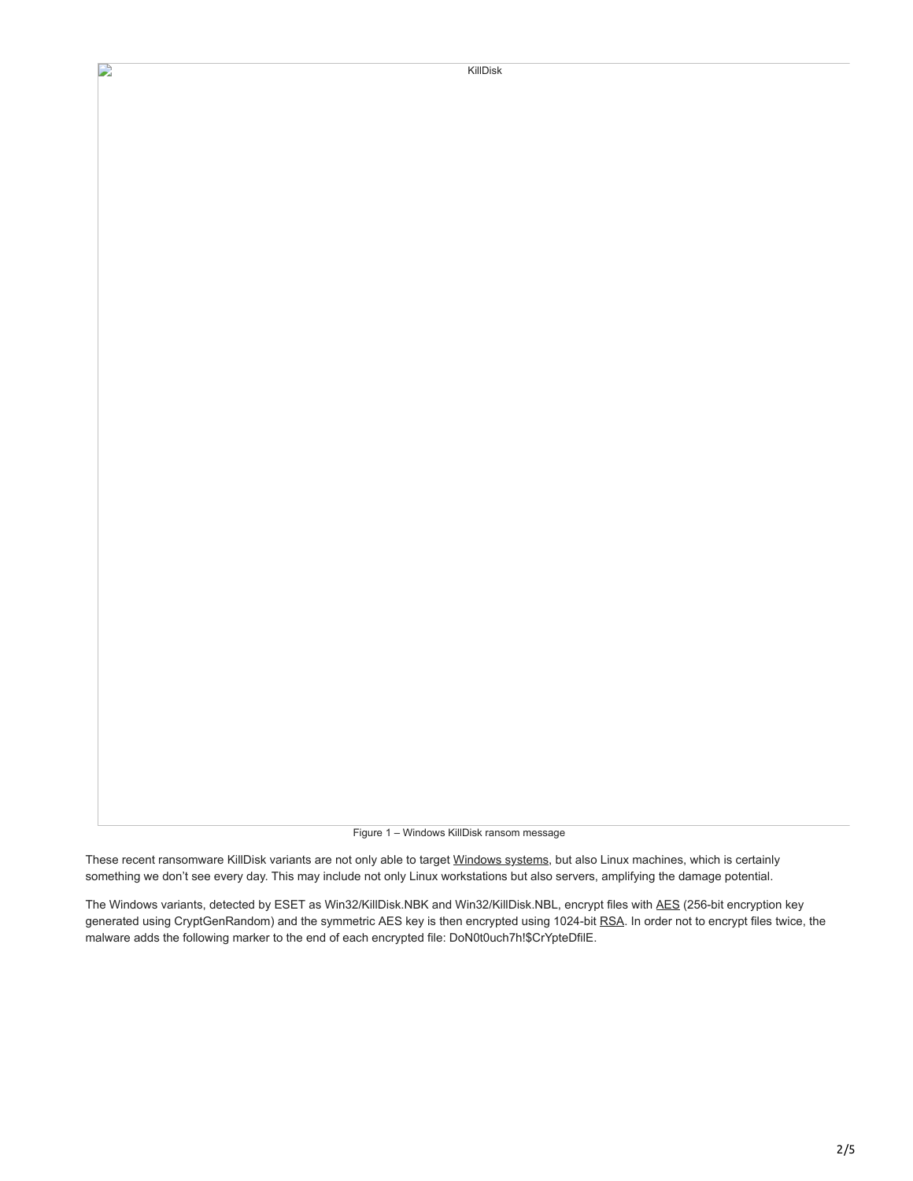KillDisk

Figure 1 – Windows KillDisk ransom message

These recent ransomware KillDisk variants are not only able to target Windows systems, but also Linux machines, which is certainly something we don't see every day. This may include not only Linux workstations but also servers, amplifying the damage potential.

The Windows variants, detected by ESET as Win32/KillDisk.NBK and Win32/KillDisk.NBL, encrypt files with AES (256-bit encryption key generated using CryptGenRandom) and the symmetric AES key is then encrypted using 1024-bit RSA. In order not to encrypt files twice, the malware adds the following marker to the end of each encrypted file: DoN0t0uch7h!$CrYpteDfilE.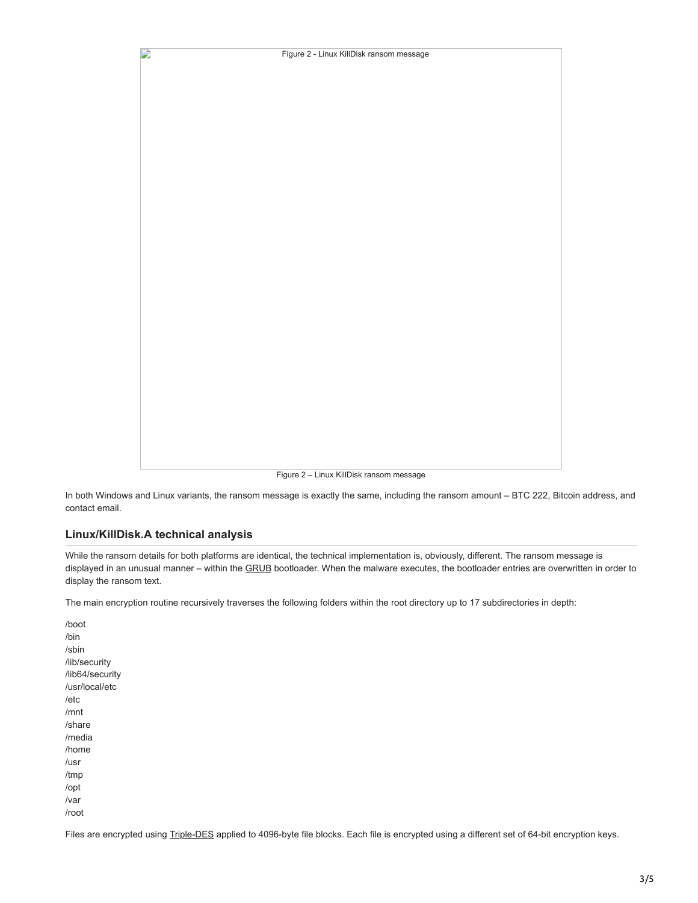Figure 2 - Linux KillDisk ransom message

Figure 2 – Linux KillDisk ransom message

In both Windows and Linux variants, the ransom message is exactly the same, including the ransom amount – BTC 222, Bitcoin address, and contact email.

## Linux/KillDisk.A technical analysis

While the ransom details for both platforms are identical, the technical implementation is, obviously, different. The ransom message is displayed in an unusual manner – within the GRUB bootloader. When the malware executes, the bootloader entries are overwritten in order to display the ransom text.

The main encryption routine recursively traverses the following folders within the root directory up to 17 subdirectories in depth:

/boot
/bin
/sbin
/lib/security
/lib64/security
/usr/local/etc
/etc
/mnt
/share
/media
/home
/usr
/tmp
/opt
/var
/root

Files are encrypted using Triple-DES applied to 4096-byte file blocks. Each file is encrypted using a different set of 64-bit encryption keys.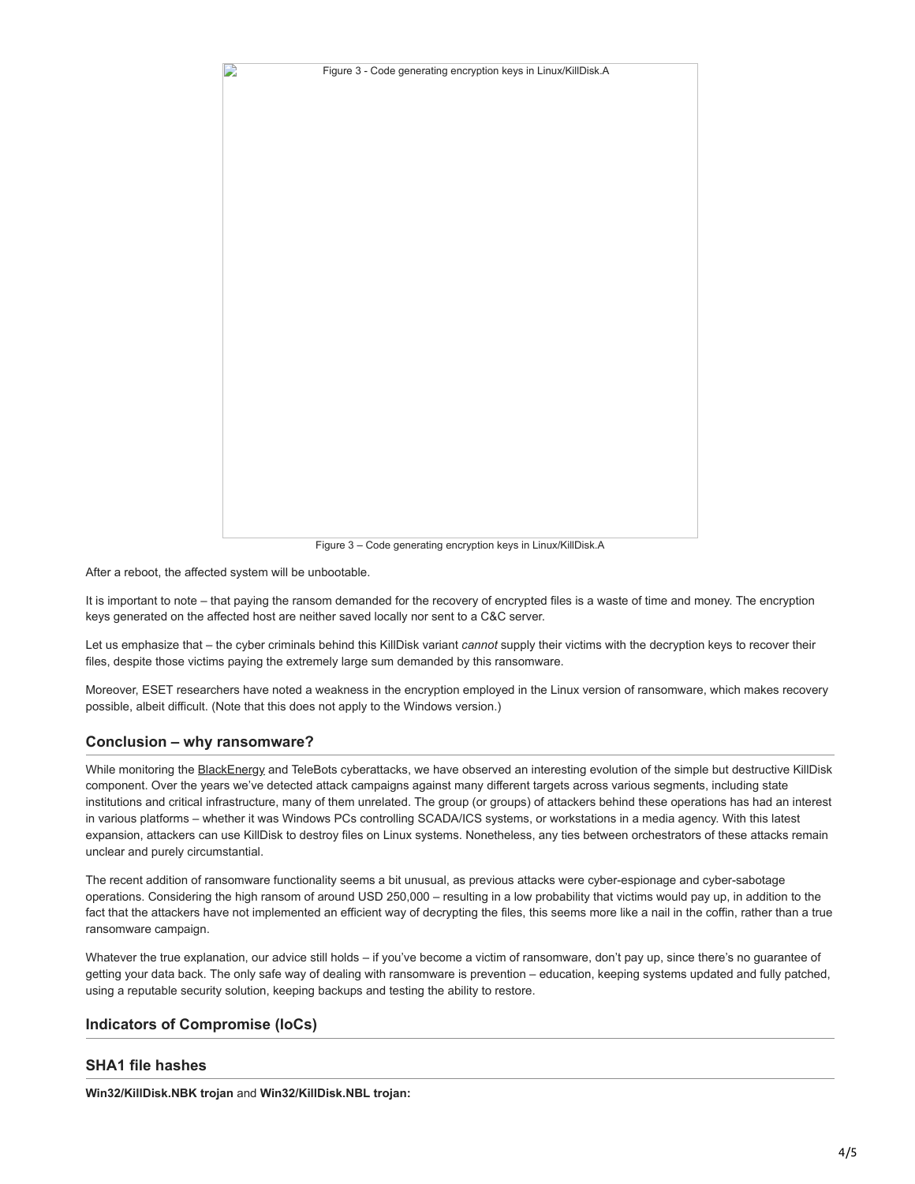Figure 3 - Code generating encryption keys in Linux/KillDisk.A

Figure 3 – Code generating encryption keys in Linux/KillDisk.A

After a reboot, the affected system will be unbootable.

It is important to note – that paying the ransom demanded for the recovery of encrypted files is a waste of time and money. The encryption keys generated on the affected host are neither saved locally nor sent to a C&C server.

Let us emphasize that – the cyber criminals behind this KillDisk variant *cannot* supply their victims with the decryption keys to recover their files, despite those victims paying the extremely large sum demanded by this ransomware.

Moreover, ESET researchers have noted a weakness in the encryption employed in the Linux version of ransomware, which makes recovery possible, albeit difficult. (Note that this does not apply to the Windows version.)

### Conclusion – why ransomware?

While monitoring the BlackEnergy and TeleBots cyberattacks, we have observed an interesting evolution of the simple but destructive KillDisk component. Over the years we've detected attack campaigns against many different targets across various segments, including state institutions and critical infrastructure, many of them unrelated. The group (or groups) of attackers behind these operations has had an interest in various platforms – whether it was Windows PCs controlling SCADA/ICS systems, or workstations in a media agency. With this latest expansion, attackers can use KillDisk to destroy files on Linux systems. Nonetheless, any ties between orchestrators of these attacks remain unclear and purely circumstantial.

The recent addition of ransomware functionality seems a bit unusual, as previous attacks were cyber-espionage and cyber-sabotage operations. Considering the high ransom of around USD 250,000 – resulting in a low probability that victims would pay up, in addition to the fact that the attackers have not implemented an efficient way of decrypting the files, this seems more like a nail in the coffin, rather than a true ransomware campaign.

Whatever the true explanation, our advice still holds – if you've become a victim of ransomware, don't pay up, since there's no guarantee of getting your data back. The only safe way of dealing with ransomware is prevention – education, keeping systems updated and fully patched, using a reputable security solution, keeping backups and testing the ability to restore.

### Indicators of Compromise (IoCs)

### SHA1 file hashes

**Win32/KillDisk.NBK trojan** and **Win32/KillDisk.NBL trojan:**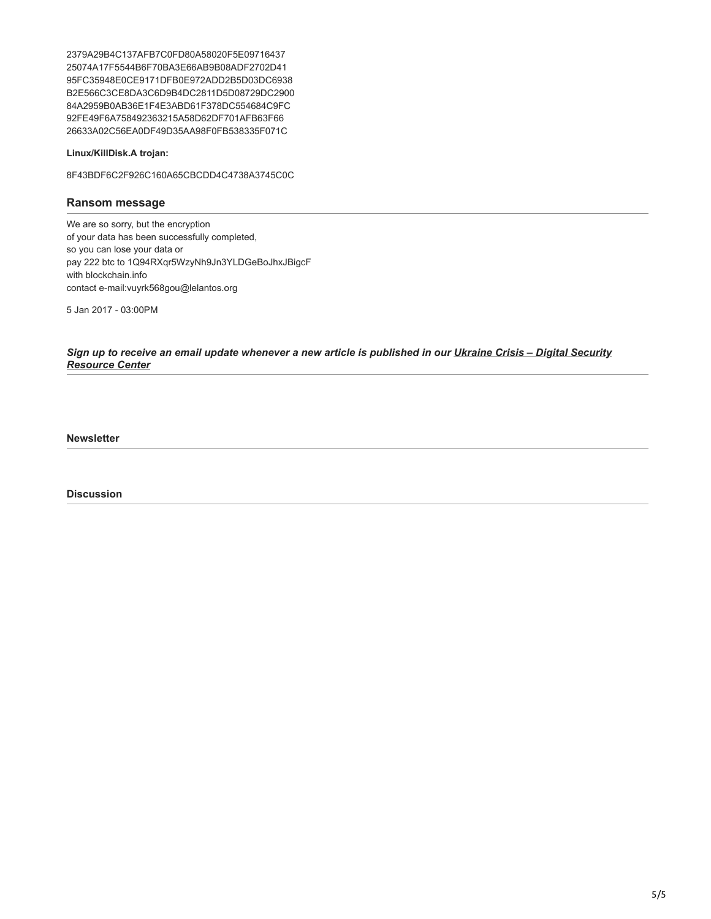2379A29B4C137AFB7C0FD80A58020F5E09716437
25074A17F5544B6F70BA3E66AB9B08ADF2702D41
95FC35948E0CE9171DFB0E972ADD2B5D03DC6938
B2E566C3CE8DA3C6D9B4DC2811D5D08729DC2900
84A2959B0AB36E1F4E3ABD61F378DC554684C9FC
92FE49F6A758492363215A58D62DF701AFB63F66
26633A02C56EA0DF49D35AA98F0FB538335F071C

**Linux/KillDisk.A trojan:**

8F43BDF6C2F926C160A65CBCDD4C4738A3745C0C

## Ransom message

We are so sorry, but the encryption
of your data has been successfully completed,
so you can lose your data or
pay 222 btc to 1Q94RXqr5WzyNh9Jn3YLDGeBoJhxJBigcF
with blockchain.info
contact e-mail:vuyrk568gou@lelantos.org

5 Jan 2017 - 03:00PM

***Sign up to receive an email update whenever a new article is published in our Ukraine Crisis – Digital Security Resource Center***

**Newsletter**

**Discussion**